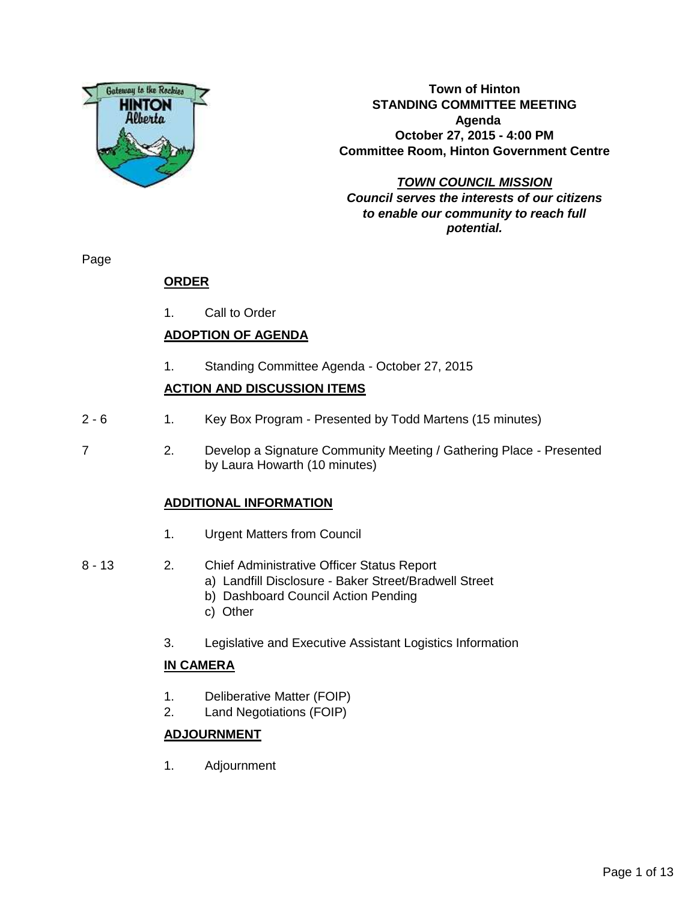**Town of Hinton**
**STANDING COMMITTEE MEETING**
**Agenda**
**October 27, 2015 - 4:00 PM**
**Committee Room, Hinton Government Centre**

***TOWN COUNCIL MISSION***
***Council serves the interests of our citizens to enable our community to reach full potential.***

Page

## ORDER

1. Call to Order

## ADOPTION OF AGENDA

1. Standing Committee Agenda - October 27, 2015

## ACTION AND DISCUSSION ITEMS

| Page | | |
|---|---|---|
| 2 - 6 | 1. | Key Box Program - Presented by Todd Martens (15 minutes) |
| 7 | 2. | Develop a Signature Community Meeting / Gathering Place - Presented by Laura Howarth (10 minutes) |

## ADDITIONAL INFORMATION

| Page | | |
|---|---|---|
| | 1. | Urgent Matters from Council |
| 8 - 13 | 2. | Chief Administrative Officer Status Report<br>a) Landfill Disclosure - Baker Street/Bradwell Street<br>b) Dashboard Council Action Pending<br>c) Other |
| | 3. | Legislative and Executive Assistant Logistics Information |

## IN CAMERA

1. Deliberative Matter (FOIP)
2. Land Negotiations (FOIP)

## ADJOURNMENT

1. Adjournment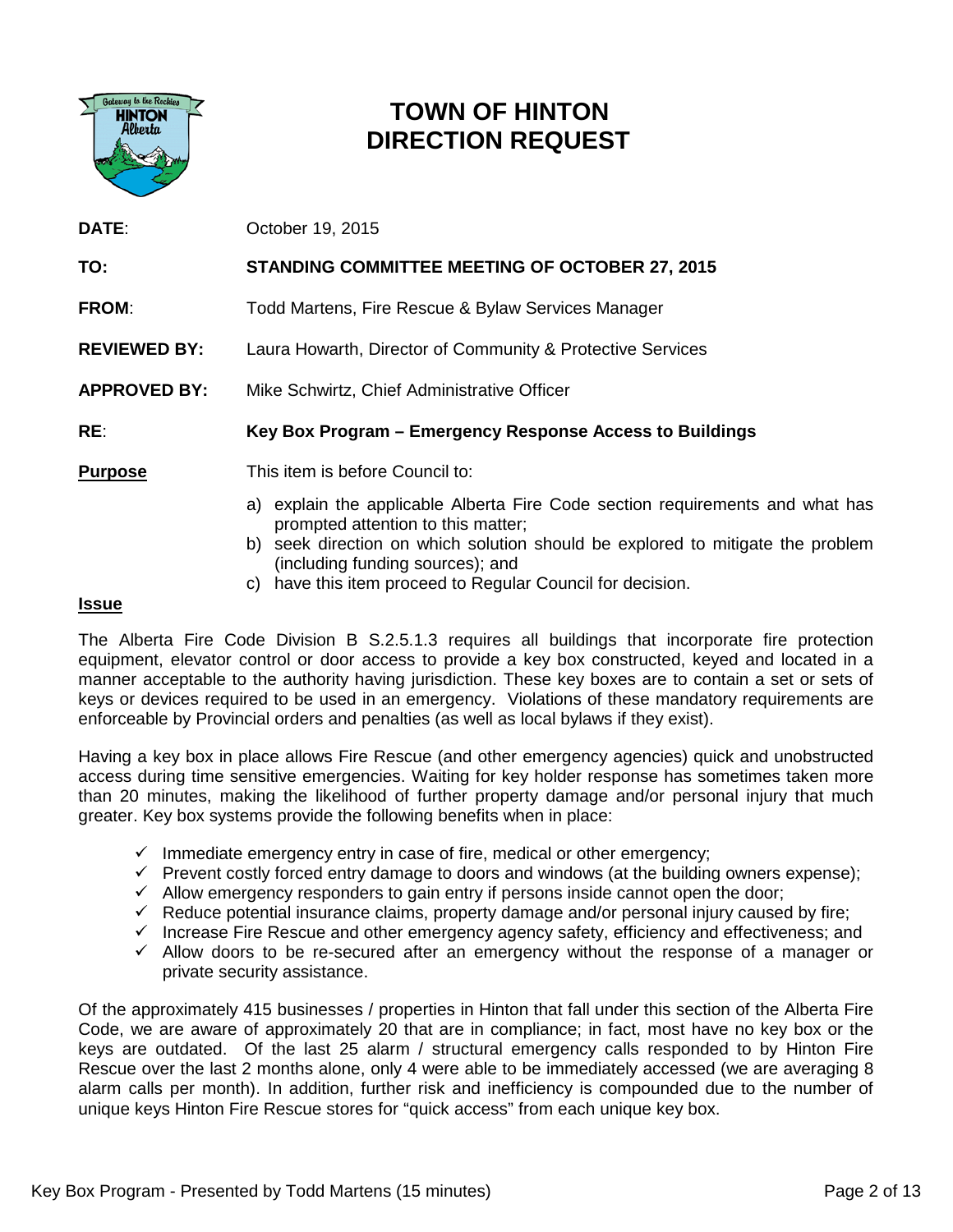# TOWN OF HINTON
# DIRECTION REQUEST

**DATE**: October 19, 2015

**TO:** **STANDING COMMITTEE MEETING OF OCTOBER 27, 2015**

**FROM**: Todd Martens, Fire Rescue & Bylaw Services Manager

**REVIEWED BY:** Laura Howarth, Director of Community & Protective Services

**APPROVED BY:** Mike Schwirtz, Chief Administrative Officer

**RE**: **Key Box Program – Emergency Response Access to Buildings**

**Purpose**

This item is before Council to:

a) explain the applicable Alberta Fire Code section requirements and what has prompted attention to this matter;
b) seek direction on which solution should be explored to mitigate the problem (including funding sources); and
c) have this item proceed to Regular Council for decision.

**Issue**

The Alberta Fire Code Division B S.2.5.1.3 requires all buildings that incorporate fire protection equipment, elevator control or door access to provide a key box constructed, keyed and located in a manner acceptable to the authority having jurisdiction. These key boxes are to contain a set or sets of keys or devices required to be used in an emergency. Violations of these mandatory requirements are enforceable by Provincial orders and penalties (as well as local bylaws if they exist).

Having a key box in place allows Fire Rescue (and other emergency agencies) quick and unobstructed access during time sensitive emergencies. Waiting for key holder response has sometimes taken more than 20 minutes, making the likelihood of further property damage and/or personal injury that much greater. Key box systems provide the following benefits when in place:

- ✓ Immediate emergency entry in case of fire, medical or other emergency;
- ✓ Prevent costly forced entry damage to doors and windows (at the building owners expense);
- ✓ Allow emergency responders to gain entry if persons inside cannot open the door;
- ✓ Reduce potential insurance claims, property damage and/or personal injury caused by fire;
- ✓ Increase Fire Rescue and other emergency agency safety, efficiency and effectiveness; and
- ✓ Allow doors to be re-secured after an emergency without the response of a manager or private security assistance.

Of the approximately 415 businesses / properties in Hinton that fall under this section of the Alberta Fire Code, we are aware of approximately 20 that are in compliance; in fact, most have no key box or the keys are outdated. Of the last 25 alarm / structural emergency calls responded to by Hinton Fire Rescue over the last 2 months alone, only 4 were able to be immediately accessed (we are averaging 8 alarm calls per month). In addition, further risk and inefficiency is compounded due to the number of unique keys Hinton Fire Rescue stores for "quick access" from each unique key box.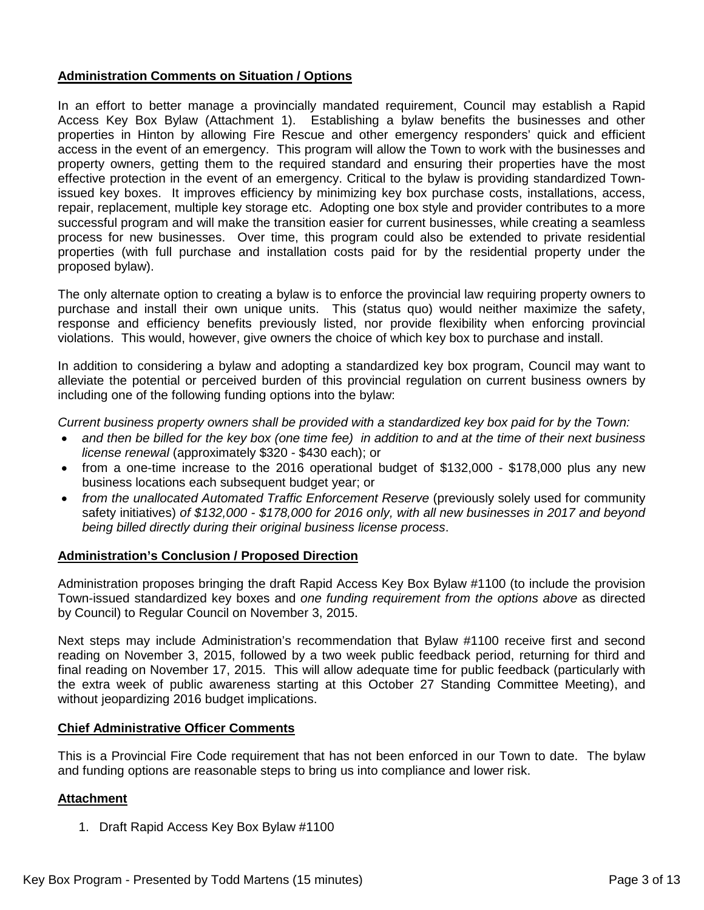## Administration Comments on Situation / Options

In an effort to better manage a provincially mandated requirement, Council may establish a Rapid Access Key Box Bylaw (Attachment 1). Establishing a bylaw benefits the businesses and other properties in Hinton by allowing Fire Rescue and other emergency responders' quick and efficient access in the event of an emergency. This program will allow the Town to work with the businesses and property owners, getting them to the required standard and ensuring their properties have the most effective protection in the event of an emergency. Critical to the bylaw is providing standardized Town-issued key boxes. It improves efficiency by minimizing key box purchase costs, installations, access, repair, replacement, multiple key storage etc. Adopting one box style and provider contributes to a more successful program and will make the transition easier for current businesses, while creating a seamless process for new businesses. Over time, this program could also be extended to private residential properties (with full purchase and installation costs paid for by the residential property under the proposed bylaw).

The only alternate option to creating a bylaw is to enforce the provincial law requiring property owners to purchase and install their own unique units. This (status quo) would neither maximize the safety, response and efficiency benefits previously listed, nor provide flexibility when enforcing provincial violations. This would, however, give owners the choice of which key box to purchase and install.

In addition to considering a bylaw and adopting a standardized key box program, Council may want to alleviate the potential or perceived burden of this provincial regulation on current business owners by including one of the following funding options into the bylaw:

*Current business property owners shall be provided with a standardized key box paid for by the Town:*

- *and then be billed for the key box (one time fee) in addition to and at the time of their next business license renewal* (approximately $320 - $430 each); or
- from a one-time increase to the 2016 operational budget of $132,000 - $178,000 plus any new business locations each subsequent budget year; or
- *from the unallocated Automated Traffic Enforcement Reserve* (previously solely used for community safety initiatives) *of $132,000 - $178,000 for 2016 only, with all new businesses in 2017 and beyond being billed directly during their original business license process*.

## Administration's Conclusion / Proposed Direction

Administration proposes bringing the draft Rapid Access Key Box Bylaw #1100 (to include the provision Town-issued standardized key boxes and *one funding requirement from the options above* as directed by Council) to Regular Council on November 3, 2015.

Next steps may include Administration's recommendation that Bylaw #1100 receive first and second reading on November 3, 2015, followed by a two week public feedback period, returning for third and final reading on November 17, 2015. This will allow adequate time for public feedback (particularly with the extra week of public awareness starting at this October 27 Standing Committee Meeting), and without jeopardizing 2016 budget implications.

## Chief Administrative Officer Comments

This is a Provincial Fire Code requirement that has not been enforced in our Town to date. The bylaw and funding options are reasonable steps to bring us into compliance and lower risk.

## Attachment

1. Draft Rapid Access Key Box Bylaw #1100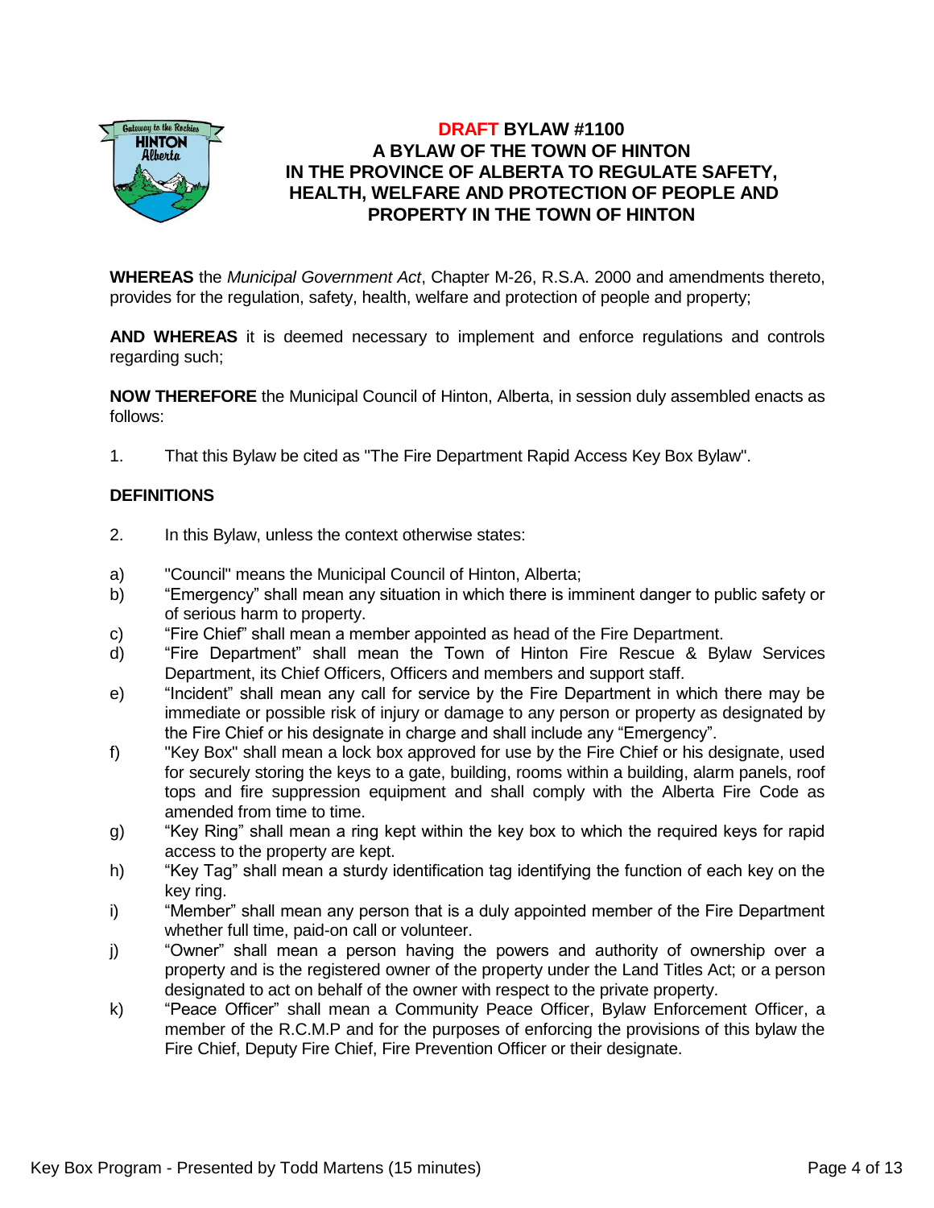# DRAFT BYLAW #1100
# A BYLAW OF THE TOWN OF HINTON IN THE PROVINCE OF ALBERTA TO REGULATE SAFETY, HEALTH, WELFARE AND PROTECTION OF PEOPLE AND PROPERTY IN THE TOWN OF HINTON

**WHEREAS** the *Municipal Government Act*, Chapter M-26, R.S.A. 2000 and amendments thereto, provides for the regulation, safety, health, welfare and protection of people and property;

**AND WHEREAS** it is deemed necessary to implement and enforce regulations and controls regarding such;

**NOW THEREFORE** the Municipal Council of Hinton, Alberta, in session duly assembled enacts as follows:

1. That this Bylaw be cited as "The Fire Department Rapid Access Key Box Bylaw".

## DEFINITIONS

2. In this Bylaw, unless the context otherwise states:

a) "Council" means the Municipal Council of Hinton, Alberta;

b) "Emergency" shall mean any situation in which there is imminent danger to public safety or of serious harm to property.

c) "Fire Chief" shall mean a member appointed as head of the Fire Department.

d) "Fire Department" shall mean the Town of Hinton Fire Rescue & Bylaw Services Department, its Chief Officers, Officers and members and support staff.

e) "Incident" shall mean any call for service by the Fire Department in which there may be immediate or possible risk of injury or damage to any person or property as designated by the Fire Chief or his designate in charge and shall include any "Emergency".

f) "Key Box" shall mean a lock box approved for use by the Fire Chief or his designate, used for securely storing the keys to a gate, building, rooms within a building, alarm panels, roof tops and fire suppression equipment and shall comply with the Alberta Fire Code as amended from time to time.

g) "Key Ring" shall mean a ring kept within the key box to which the required keys for rapid access to the property are kept.

h) "Key Tag" shall mean a sturdy identification tag identifying the function of each key on the key ring.

i) "Member" shall mean any person that is a duly appointed member of the Fire Department whether full time, paid-on call or volunteer.

j) "Owner" shall mean a person having the powers and authority of ownership over a property and is the registered owner of the property under the Land Titles Act; or a person designated to act on behalf of the owner with respect to the private property.

k) "Peace Officer" shall mean a Community Peace Officer, Bylaw Enforcement Officer, a member of the R.C.M.P and for the purposes of enforcing the provisions of this bylaw the Fire Chief, Deputy Fire Chief, Fire Prevention Officer or their designate.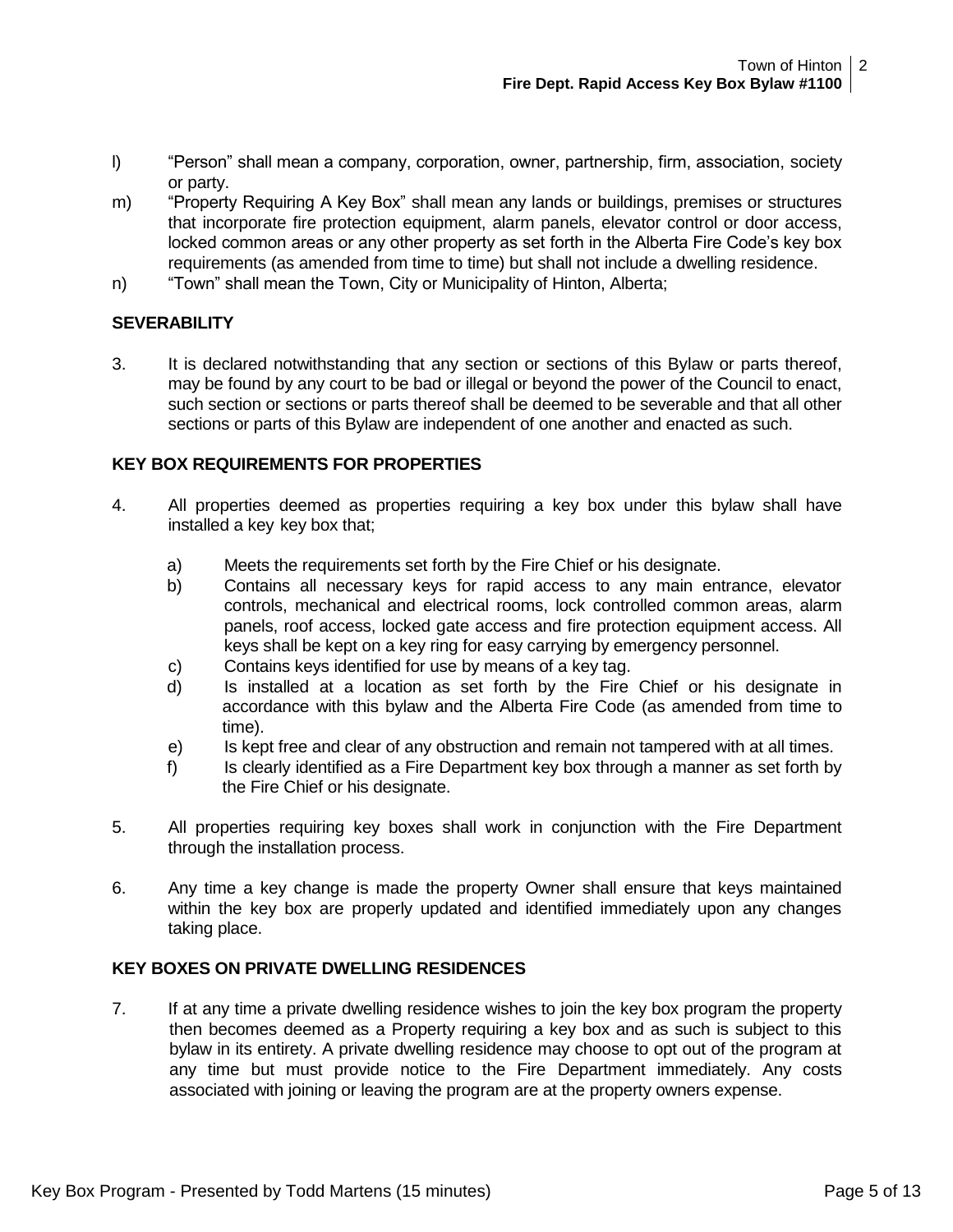l) "Person" shall mean a company, corporation, owner, partnership, firm, association, society or party.

m) "Property Requiring A Key Box" shall mean any lands or buildings, premises or structures that incorporate fire protection equipment, alarm panels, elevator control or door access, locked common areas or any other property as set forth in the Alberta Fire Code's key box requirements (as amended from time to time) but shall not include a dwelling residence.

n) "Town" shall mean the Town, City or Municipality of Hinton, Alberta;

**SEVERABILITY**

3. It is declared notwithstanding that any section or sections of this Bylaw or parts thereof, may be found by any court to be bad or illegal or beyond the power of the Council to enact, such section or sections or parts thereof shall be deemed to be severable and that all other sections or parts of this Bylaw are independent of one another and enacted as such.

**KEY BOX REQUIREMENTS FOR PROPERTIES**

4. All properties deemed as properties requiring a key box under this bylaw shall have installed a key key box that;

   a) Meets the requirements set forth by the Fire Chief or his designate.
   
   b) Contains all necessary keys for rapid access to any main entrance, elevator controls, mechanical and electrical rooms, lock controlled common areas, alarm panels, roof access, locked gate access and fire protection equipment access. All keys shall be kept on a key ring for easy carrying by emergency personnel.
   
   c) Contains keys identified for use by means of a key tag.
   
   d) Is installed at a location as set forth by the Fire Chief or his designate in accordance with this bylaw and the Alberta Fire Code (as amended from time to time).
   
   e) Is kept free and clear of any obstruction and remain not tampered with at all times.
   
   f) Is clearly identified as a Fire Department key box through a manner as set forth by the Fire Chief or his designate.

5. All properties requiring key boxes shall work in conjunction with the Fire Department through the installation process.

6. Any time a key change is made the property Owner shall ensure that keys maintained within the key box are properly updated and identified immediately upon any changes taking place.

**KEY BOXES ON PRIVATE DWELLING RESIDENCES**

7. If at any time a private dwelling residence wishes to join the key box program the property then becomes deemed as a Property requiring a key box and as such is subject to this bylaw in its entirety. A private dwelling residence may choose to opt out of the program at any time but must provide notice to the Fire Department immediately. Any costs associated with joining or leaving the program are at the property owners expense.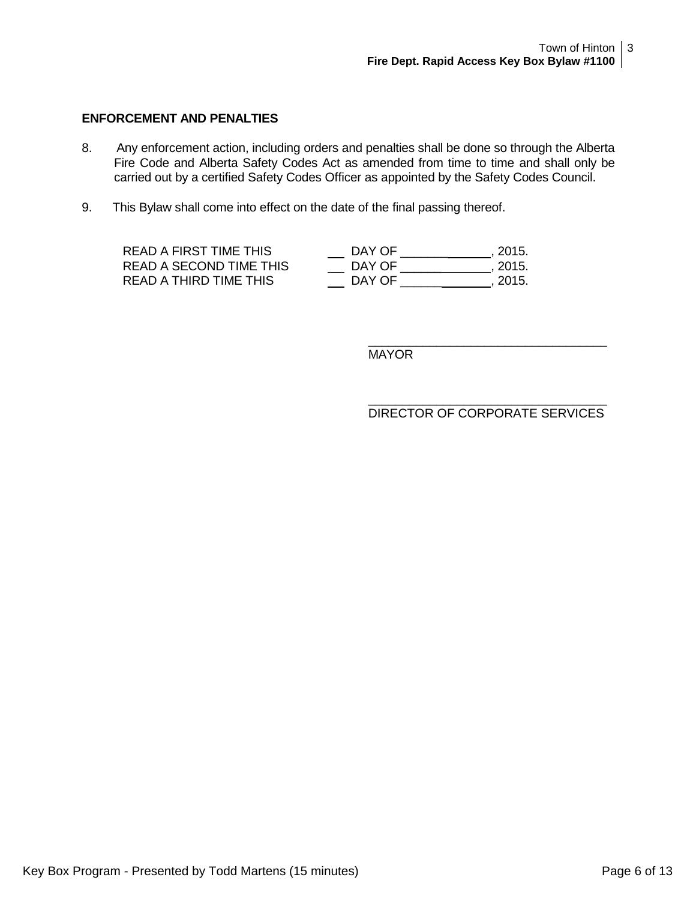## ENFORCEMENT AND PENALTIES

8. Any enforcement action, including orders and penalties shall be done so through the Alberta Fire Code and Alberta Safety Codes Act as amended from time to time and shall only be carried out by a certified Safety Codes Officer as appointed by the Safety Codes Council.

9. This Bylaw shall come into effect on the date of the final passing thereof.

READ A FIRST TIME THIS ___ DAY OF _____________, 2015.
READ A SECOND TIME THIS ___ DAY OF _____________, 2015.
READ A THIRD TIME THIS ___ DAY OF _____________, 2015.

___________________________________
MAYOR

___________________________________
DIRECTOR OF CORPORATE SERVICES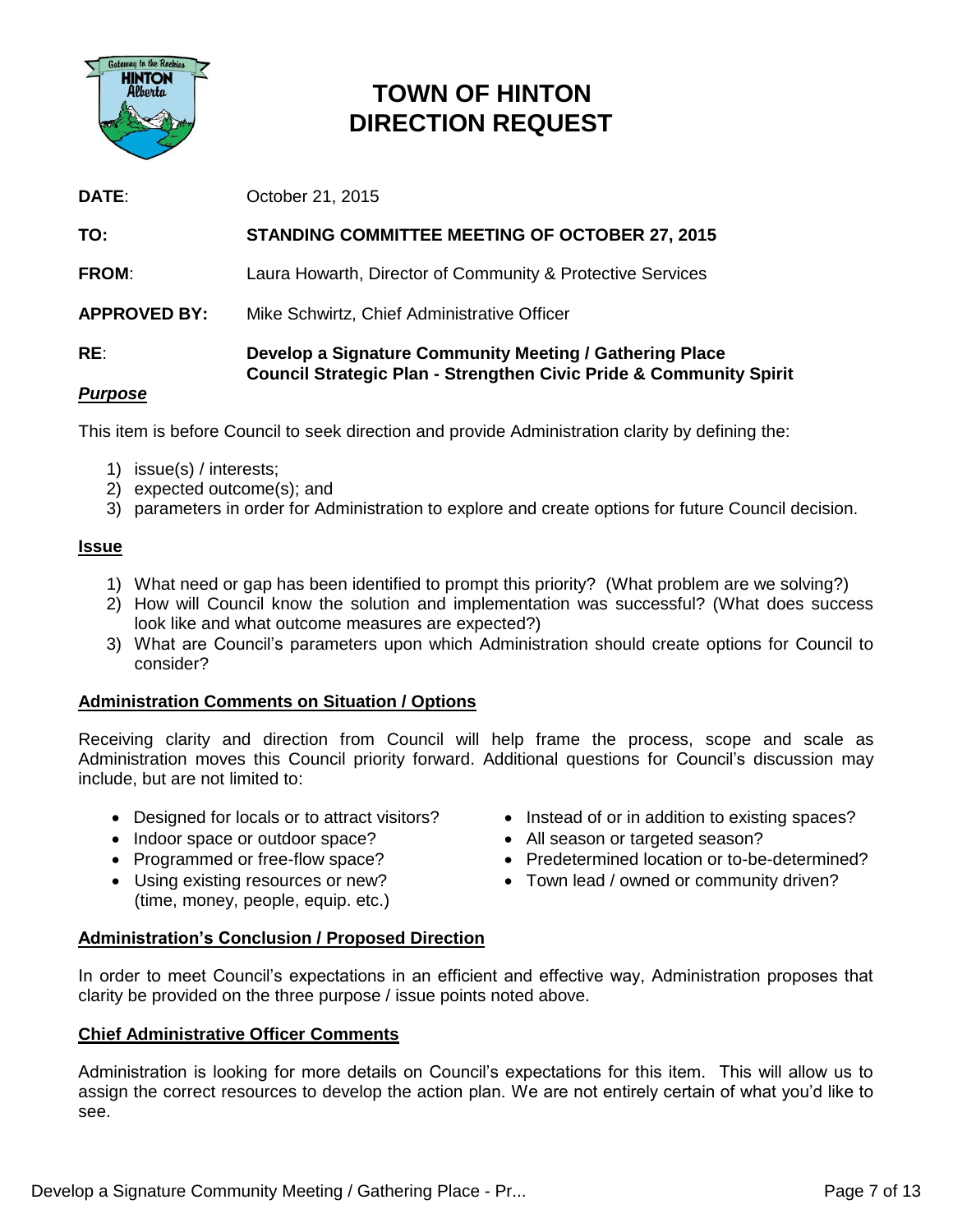# TOWN OF HINTON
# DIRECTION REQUEST

**DATE**: October 21, 2015

**TO:** **STANDING COMMITTEE MEETING OF OCTOBER 27, 2015**

**FROM**: Laura Howarth, Director of Community & Protective Services

**APPROVED BY:** Mike Schwirtz, Chief Administrative Officer

**RE**: **Develop a Signature Community Meeting / Gathering Place**
**Council Strategic Plan - Strengthen Civic Pride & Community Spirit**

***Purpose***

This item is before Council to seek direction and provide Administration clarity by defining the:

1) issue(s) / interests;
2) expected outcome(s); and
3) parameters in order for Administration to explore and create options for future Council decision.

**Issue**

1) What need or gap has been identified to prompt this priority? (What problem are we solving?)
2) How will Council know the solution and implementation was successful? (What does success look like and what outcome measures are expected?)
3) What are Council's parameters upon which Administration should create options for Council to consider?

**Administration Comments on Situation / Options**

Receiving clarity and direction from Council will help frame the process, scope and scale as Administration moves this Council priority forward. Additional questions for Council's discussion may include, but are not limited to:

- Designed for locals or to attract visitors?
- Indoor space or outdoor space?
- Programmed or free-flow space?
- Using existing resources or new? (time, money, people, equip. etc.)
- Instead of or in addition to existing spaces?
- All season or targeted season?
- Predetermined location or to-be-determined?
- Town lead / owned or community driven?

**Administration's Conclusion / Proposed Direction**

In order to meet Council's expectations in an efficient and effective way, Administration proposes that clarity be provided on the three purpose / issue points noted above.

**Chief Administrative Officer Comments**

Administration is looking for more details on Council's expectations for this item. This will allow us to assign the correct resources to develop the action plan. We are not entirely certain of what you'd like to see.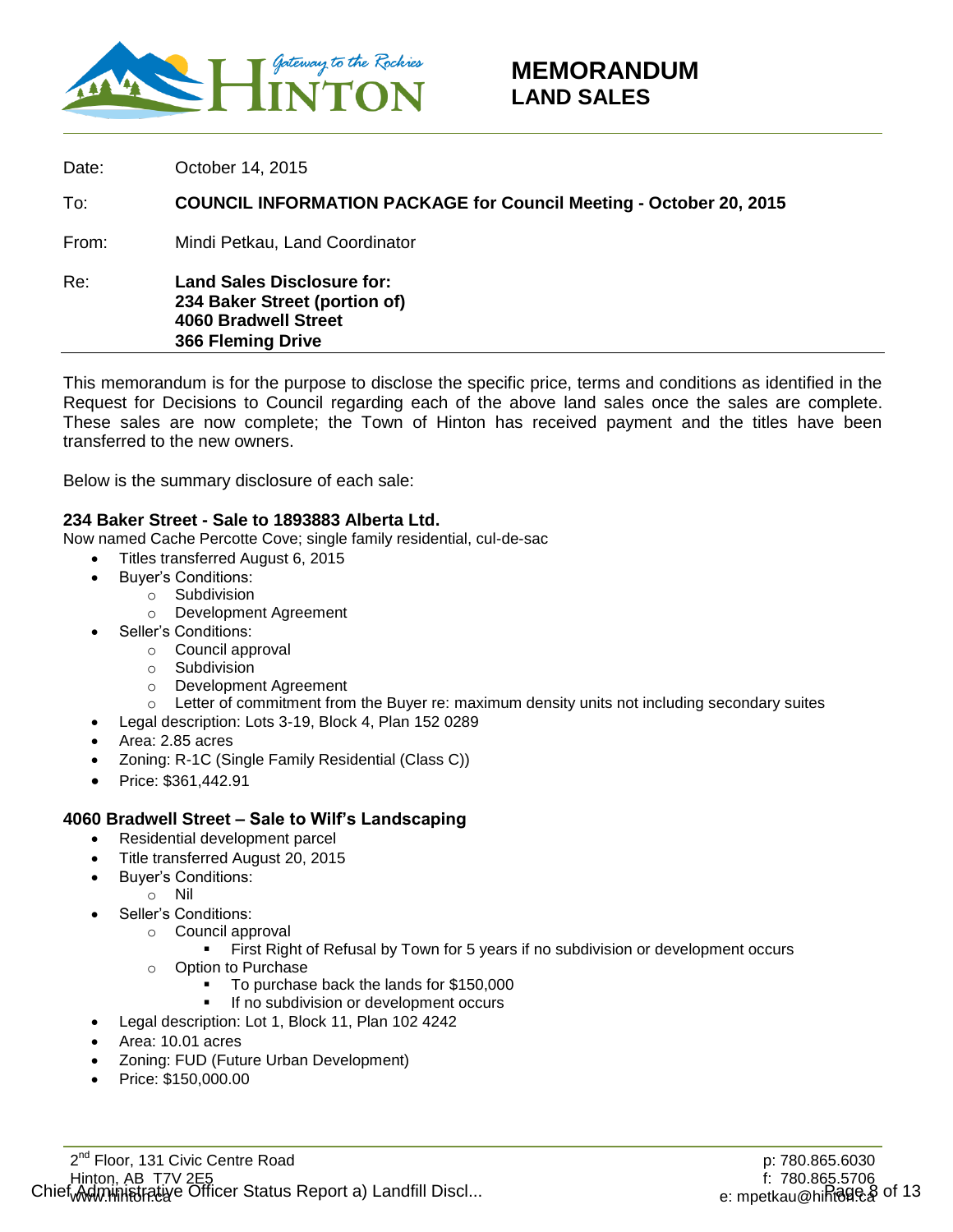# MEMORANDUM
## LAND SALES

Date: October 14, 2015

To: **COUNCIL INFORMATION PACKAGE for Council Meeting - October 20, 2015**

From: Mindi Petkau, Land Coordinator

Re: **Land Sales Disclosure for:**
**234 Baker Street (portion of)**
**4060 Bradwell Street**
**366 Fleming Drive**

This memorandum is for the purpose to disclose the specific price, terms and conditions as identified in the Request for Decisions to Council regarding each of the above land sales once the sales are complete. These sales are now complete; the Town of Hinton has received payment and the titles have been transferred to the new owners.

Below is the summary disclosure of each sale:

**234 Baker Street - Sale to 1893883 Alberta Ltd.**
Now named Cache Percotte Cove; single family residential, cul-de-sac

- Titles transferred August 6, 2015
- Buyer's Conditions:
  - Subdivision
  - Development Agreement
- Seller's Conditions:
  - Council approval
  - Subdivision
  - Development Agreement
  - Letter of commitment from the Buyer re: maximum density units not including secondary suites
- Legal description: Lots 3-19, Block 4, Plan 152 0289
- Area: 2.85 acres
- Zoning: R-1C (Single Family Residential (Class C))
- Price: $361,442.91

**4060 Bradwell Street – Sale to Wilf's Landscaping**

- Residential development parcel
- Title transferred August 20, 2015
- Buyer's Conditions:
  - Nil
- Seller's Conditions:
  - Council approval
    - First Right of Refusal by Town for 5 years if no subdivision or development occurs
  - Option to Purchase
    - To purchase back the lands for $150,000
    - If no subdivision or development occurs
- Legal description: Lot 1, Block 11, Plan 102 4242
- Area: 10.01 acres
- Zoning: FUD (Future Urban Development)
- Price: $150,000.00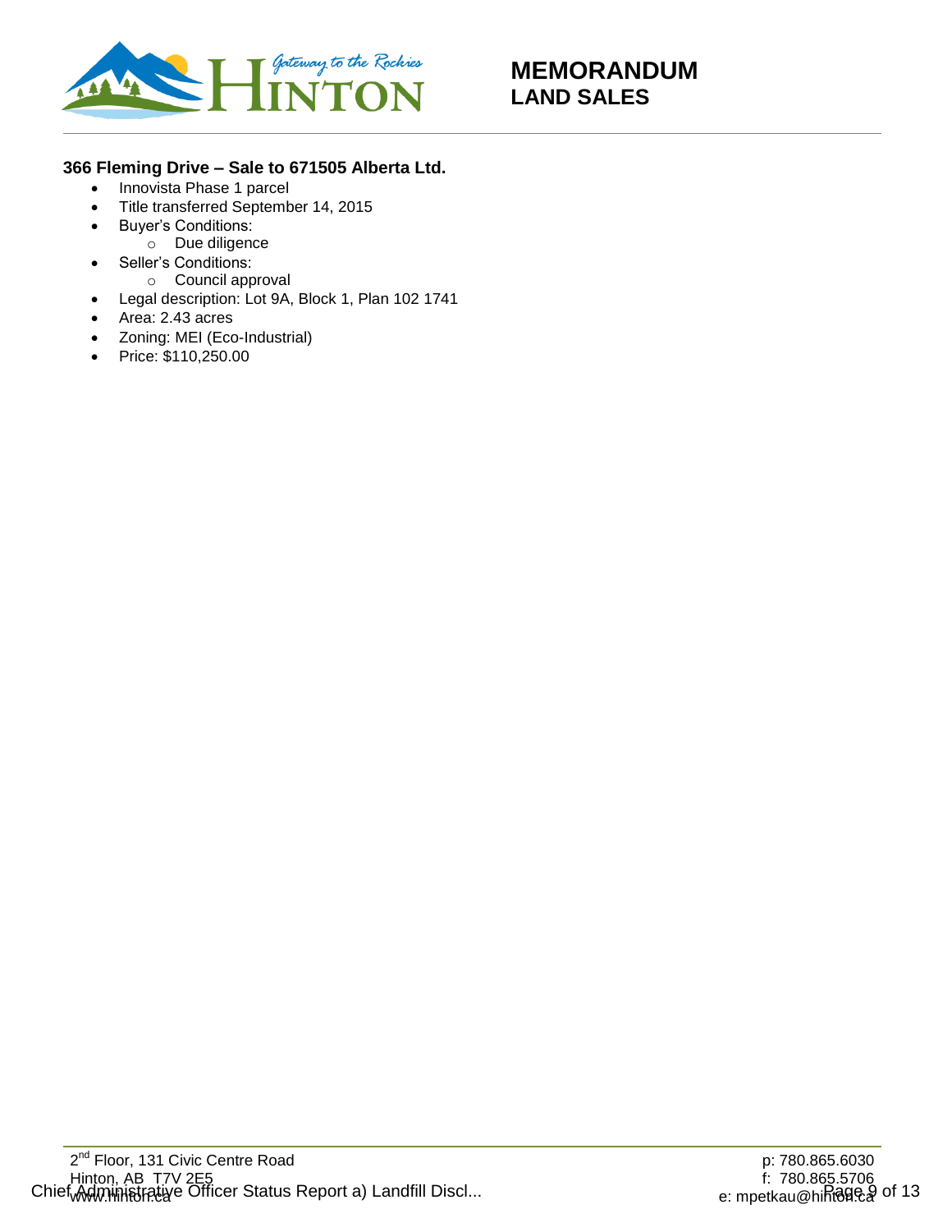# MEMORANDUM
## LAND SALES

### 366 Fleming Drive – Sale to 671505 Alberta Ltd.

- Innovista Phase 1 parcel
- Title transferred September 14, 2015
- Buyer's Conditions:
  - Due diligence
- Seller's Conditions:
  - Council approval
- Legal description: Lot 9A, Block 1, Plan 102 1741
- Area: 2.43 acres
- Zoning: MEI (Eco-Industrial)
- Price: $110,250.00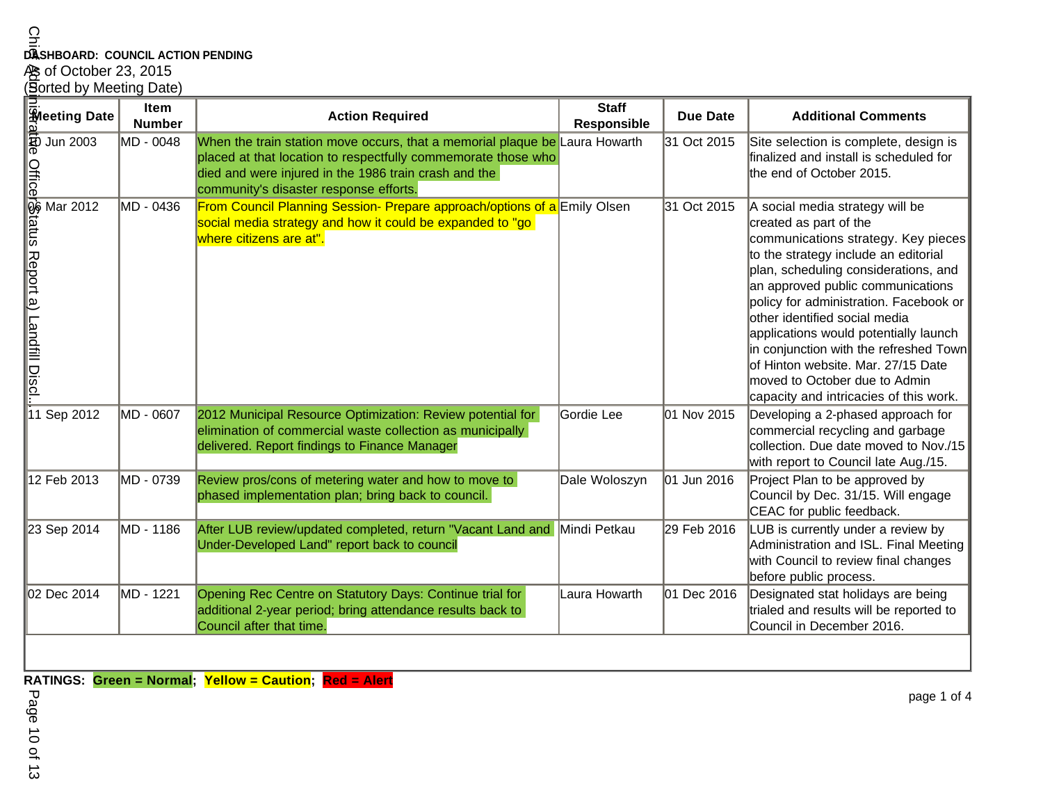**DASHBOARD: COUNCIL ACTION PENDING**

As of October 23, 2015

(Sorted by Meeting Date)

| Meeting Date | Item Number | Action Required | Staff Responsible | Due Date | Additional Comments |
|---|---|---|---|---|---|
| 10 Jun 2003 | MD - 0048 | When the train station move occurs, that a memorial plaque be placed at that location to respectfully commemorate those who died and were injured in the 1986 train crash and the community's disaster response efforts. | Laura Howarth | 31 Oct 2015 | Site selection is complete, design is finalized and install is scheduled for the end of October 2015. |
| 06 Mar 2012 | MD - 0436 | From Council Planning Session- Prepare approach/options of a social media strategy and how it could be expanded to "go where citizens are at". | Emily Olsen | 31 Oct 2015 | A social media strategy will be created as part of the communications strategy. Key pieces to the strategy include an editorial plan, scheduling considerations, and an approved public communications policy for administration. Facebook or other identified social media applications would potentially launch in conjunction with the refreshed Town of Hinton website. Mar. 27/15 Date moved to October due to Admin capacity and intricacies of this work. |
| 11 Sep 2012 | MD - 0607 | 2012 Municipal Resource Optimization: Review potential for elimination of commercial waste collection as municipally delivered. Report findings to Finance Manager | Gordie Lee | 01 Nov 2015 | Developing a 2-phased approach for commercial recycling and garbage collection. Due date moved to Nov./15 with report to Council late Aug./15. |
| 12 Feb 2013 | MD - 0739 | Review pros/cons of metering water and how to move to phased implementation plan; bring back to council. | Dale Woloszyn | 01 Jun 2016 | Project Plan to be approved by Council by Dec. 31/15. Will engage CEAC for public feedback. |
| 23 Sep 2014 | MD - 1186 | After LUB review/updated completed, return "Vacant Land and Under-Developed Land" report back to council | Mindi Petkau | 29 Feb 2016 | LUB is currently under a review by Administration and ISL. Final Meeting with Council to review final changes before public process. |
| 02 Dec 2014 | MD - 1221 | Opening Rec Centre on Statutory Days: Continue trial for additional 2-year period; bring attendance results back to Council after that time. | Laura Howarth | 01 Dec 2016 | Designated stat holidays are being trialed and results will be reported to Council in December 2016. |

**RATINGS: Green = Normal; Yellow = Caution; Red = Alert**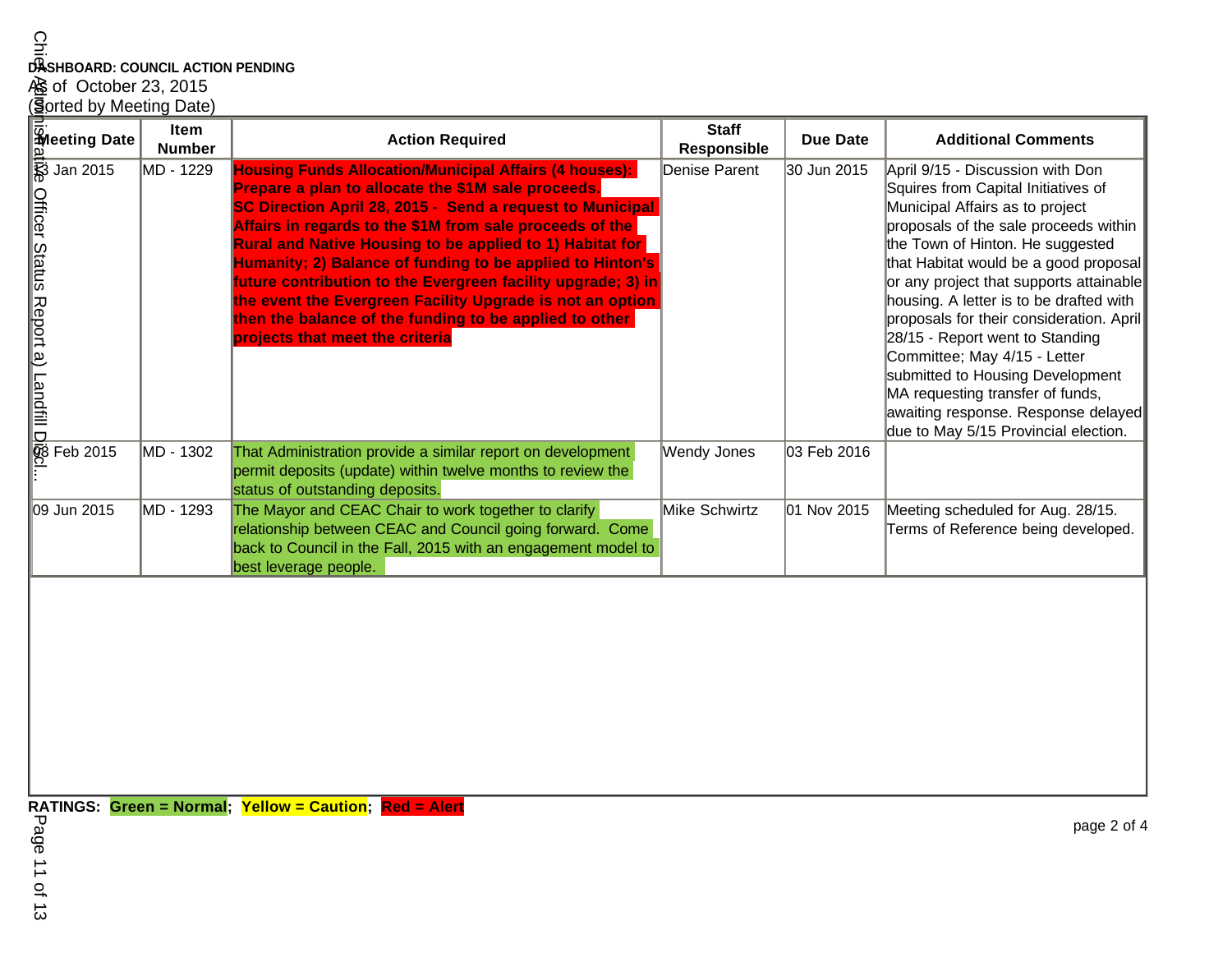**DASHBOARD: COUNCIL ACTION PENDING**

As of October 23, 2015

(Sorted by Meeting Date)

| Meeting Date | Item Number | Action Required | Staff Responsible | Due Date | Additional Comments |
|---|---|---|---|---|---|
| 13 Jan 2015 | MD - 1229 | **Housing Funds Allocation/Municipal Affairs (4 houses): Prepare a plan to allocate the $1M sale proceeds. SC Direction April 28, 2015 - Send a request to Municipal Affairs in regards to the $1M from sale proceeds of the Rural and Native Housing to be applied to 1) Habitat for Humanity; 2) Balance of funding to be applied to Hinton's future contribution to the Evergreen facility upgrade; 3) in the event the Evergreen Facility Upgrade is not an option then the balance of the funding to be applied to other projects that meet the criteria** | Denise Parent | 30 Jun 2015 | April 9/15 - Discussion with Don Squires from Capital Initiatives of Municipal Affairs as to project proposals of the sale proceeds within the Town of Hinton. He suggested that Habitat would be a good proposal or any project that supports attainable housing. A letter is to be drafted with proposals for their consideration. April 28/15 - Report went to Standing Committee; May 4/15 - Letter submitted to Housing Development MA requesting transfer of funds, awaiting response. Response delayed due to May 5/15 Provincial election. |
| 03 Feb 2015 | MD - 1302 | That Administration provide a similar report on development permit deposits (update) within twelve months to review the status of outstanding deposits. | Wendy Jones | 03 Feb 2016 | |
| 09 Jun 2015 | MD - 1293 | The Mayor and CEAC Chair to work together to clarify relationship between CEAC and Council going forward. Come back to Council in the Fall, 2015 with an engagement model to best leverage people. | Mike Schwirtz | 01 Nov 2015 | Meeting scheduled for Aug. 28/15. Terms of Reference being developed. |

**RATINGS: Green = Normal; Yellow = Caution; Red = Alert**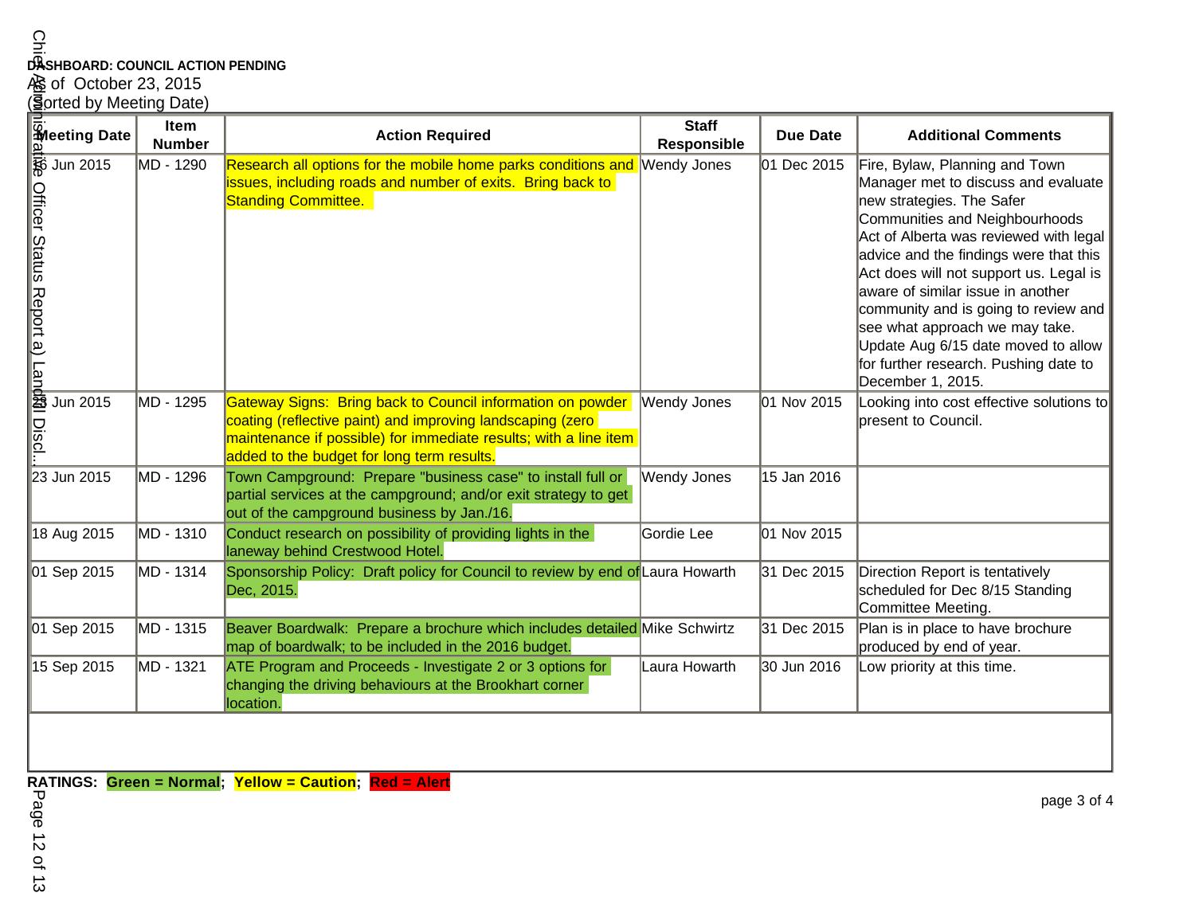**DASHBOARD: COUNCIL ACTION PENDING**

As of October 23, 2015

(Sorted by Meeting Date)

| Meeting Date | Item Number | Action Required | Staff Responsible | Due Date | Additional Comments |
|---|---|---|---|---|---|
| 16 Jun 2015 | MD - 1290 | Research all options for the mobile home parks conditions and issues, including roads and number of exits. Bring back to Standing Committee. | Wendy Jones | 01 Dec 2015 | Fire, Bylaw, Planning and Town Manager met to discuss and evaluate new strategies. The Safer Communities and Neighbourhoods Act of Alberta was reviewed with legal advice and the findings were that this Act does will not support us. Legal is aware of similar issue in another community and is going to review and see what approach we may take. Update Aug 6/15 date moved to allow for further research. Pushing date to December 1, 2015. |
| 23 Jun 2015 | MD - 1295 | Gateway Signs: Bring back to Council information on powder coating (reflective paint) and improving landscaping (zero maintenance if possible) for immediate results; with a line item added to the budget for long term results. | Wendy Jones | 01 Nov 2015 | Looking into cost effective solutions to present to Council. |
| 23 Jun 2015 | MD - 1296 | Town Campground: Prepare "business case" to install full or partial services at the campground; and/or exit strategy to get out of the campground business by Jan./16. | Wendy Jones | 15 Jan 2016 | |
| 18 Aug 2015 | MD - 1310 | Conduct research on possibility of providing lights in the laneway behind Crestwood Hotel. | Gordie Lee | 01 Nov 2015 | |
| 01 Sep 2015 | MD - 1314 | Sponsorship Policy: Draft policy for Council to review by end of Dec, 2015. | Laura Howarth | 31 Dec 2015 | Direction Report is tentatively scheduled for Dec 8/15 Standing Committee Meeting. |
| 01 Sep 2015 | MD - 1315 | Beaver Boardwalk: Prepare a brochure which includes detailed map of boardwalk; to be included in the 2016 budget. | Mike Schwirtz | 31 Dec 2015 | Plan is in place to have brochure produced by end of year. |
| 15 Sep 2015 | MD - 1321 | ATE Program and Proceeds - Investigate 2 or 3 options for changing the driving behaviours at the Brookhart corner location. | Laura Howarth | 30 Jun 2016 | Low priority at this time. |

**RATINGS: Green = Normal; Yellow = Caution; Red = Alert**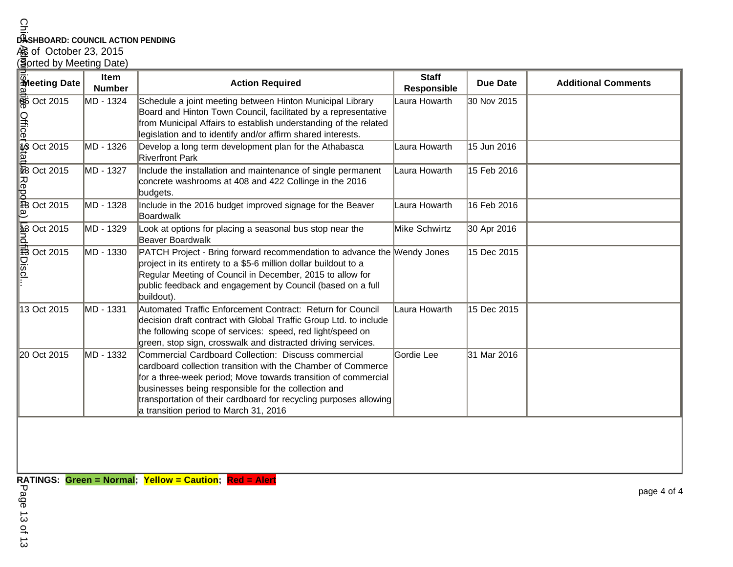**DASHBOARD: COUNCIL ACTION PENDING**

As of October 23, 2015

(Sorted by Meeting Date)

| Meeting Date | Item Number | Action Required | Staff Responsible | Due Date | Additional Comments |
|---|---|---|---|---|---|
| 6 Oct 2015 | MD - 1324 | Schedule a joint meeting between Hinton Municipal Library Board and Hinton Town Council, facilitated by a representative from Municipal Affairs to establish understanding of the related legislation and to identify and/or affirm shared interests. | Laura Howarth | 30 Nov 2015 | |
| 13 Oct 2015 | MD - 1326 | Develop a long term development plan for the Athabasca Riverfront Park | Laura Howarth | 15 Jun 2016 | |
| 13 Oct 2015 | MD - 1327 | Include the installation and maintenance of single permanent concrete washrooms at 408 and 422 Collinge in the 2016 budgets. | Laura Howarth | 15 Feb 2016 | |
| 13 Oct 2015 | MD - 1328 | Include in the 2016 budget improved signage for the Beaver Boardwalk | Laura Howarth | 16 Feb 2016 | |
| 13 Oct 2015 | MD - 1329 | Look at options for placing a seasonal bus stop near the Beaver Boardwalk | Mike Schwirtz | 30 Apr 2016 | |
| 13 Oct 2015 | MD - 1330 | PATCH Project - Bring forward recommendation to advance the project in its entirety to a $5-6 million dollar buildout to a Regular Meeting of Council in December, 2015 to allow for public feedback and engagement by Council (based on a full buildout). | Wendy Jones | 15 Dec 2015 | |
| 13 Oct 2015 | MD - 1331 | Automated Traffic Enforcement Contract: Return for Council decision draft contract with Global Traffic Group Ltd. to include the following scope of services: speed, red light/speed on green, stop sign, crosswalk and distracted driving services. | Laura Howarth | 15 Dec 2015 | |
| 20 Oct 2015 | MD - 1332 | Commercial Cardboard Collection: Discuss commercial cardboard collection transition with the Chamber of Commerce for a three-week period; Move towards transition of commercial businesses being responsible for the collection and transportation of their cardboard for recycling purposes allowing a transition period to March 31, 2016 | Gordie Lee | 31 Mar 2016 | |

**RATINGS: Green = Normal; Yellow = Caution; Red = Alert**